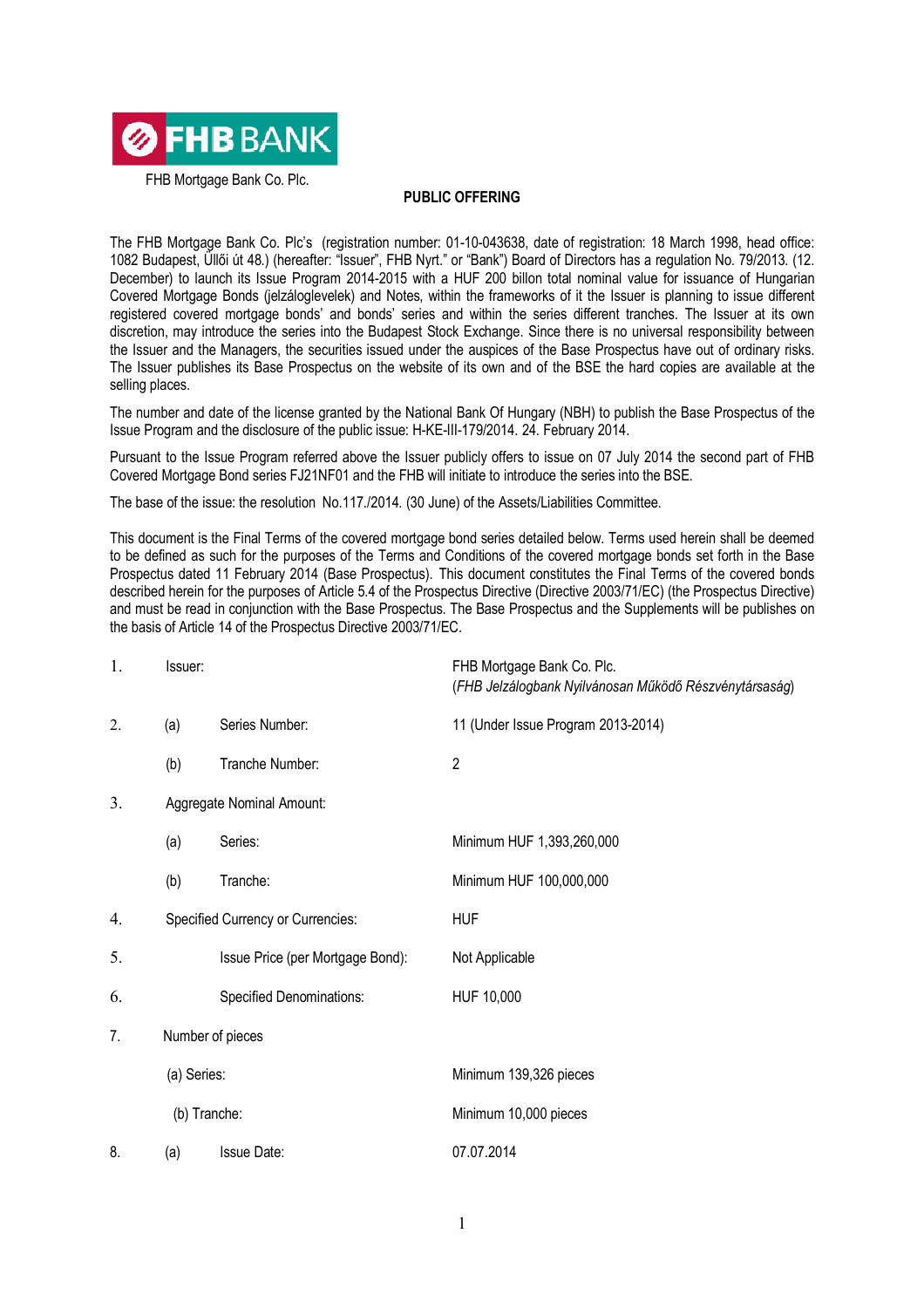FHB BANK

FHB Mortgage Bank Co. Plc.

**PUBLIC OFFERING**

The FHB Mortgage Bank Co. Plc's (registration number: 01-10-043638, date of registration: 18 March 1998, head office: 1082 Budapest, Üllői út 48.) (hereafter: "Issuer", FHB Nyrt." or "Bank") Board of Directors has a regulation No. 79/2013. (12. December) to launch its Issue Program 2014-2015 with a HUF 200 billon total nominal value for issuance of Hungarian Covered Mortgage Bonds (jelzáloglevelek) and Notes, within the frameworks of it the Issuer is planning to issue different registered covered mortgage bonds' and bonds' series and within the series different tranches. The Issuer at its own discretion, may introduce the series into the Budapest Stock Exchange. Since there is no universal responsibility between the Issuer and the Managers, the securities issued under the auspices of the Base Prospectus have out of ordinary risks. The Issuer publishes its Base Prospectus on the website of its own and of the BSE the hard copies are available at the selling places.

The number and date of the license granted by the National Bank Of Hungary (NBH) to publish the Base Prospectus of the Issue Program and the disclosure of the public issue: H-KE-III-179/2014. 24. February 2014.

Pursuant to the Issue Program referred above the Issuer publicly offers to issue on 07 July 2014 the second part of FHB Covered Mortgage Bond series FJ21NF01 and the FHB will initiate to introduce the series into the BSE.

The base of the issue: the resolution No.117./2014. (30 June) of the Assets/Liabilities Committee.

This document is the Final Terms of the covered mortgage bond series detailed below. Terms used herein shall be deemed to be defined as such for the purposes of the Terms and Conditions of the covered mortgage bonds set forth in the Base Prospectus dated 11 February 2014 (Base Prospectus). This document constitutes the Final Terms of the covered bonds described herein for the purposes of Article 5.4 of the Prospectus Directive (Directive 2003/71/EC) (the Prospectus Directive) and must be read in conjunction with the Base Prospectus. The Base Prospectus and the Supplements will be publishes on the basis of Article 14 of the Prospectus Directive 2003/71/EC.

| | | | |
|---|---|---|---|
| 1. | Issuer: | | FHB Mortgage Bank Co. Plc. (*FHB Jelzálogbank Nyilvánosan Működő Részvénytársaság*) |
| 2. | (a) | Series Number: | 11 (Under Issue Program 2013-2014) |
| | (b) | Tranche Number: | 2 |
| 3. | Aggregate Nominal Amount: | | |
| | (a) | Series: | Minimum HUF 1,393,260,000 |
| | (b) | Tranche: | Minimum HUF 100,000,000 |
| 4. | Specified Currency or Currencies: | | HUF |
| 5. | | Issue Price (per Mortgage Bond): | Not Applicable |
| 6. | | Specified Denominations: | HUF 10,000 |
| 7. | Number of pieces | | |
| | (a) Series: | | Minimum 139,326 pieces |
| | (b) Tranche: | | Minimum 10,000 pieces |
| 8. | (a) | Issue Date: | 07.07.2014 |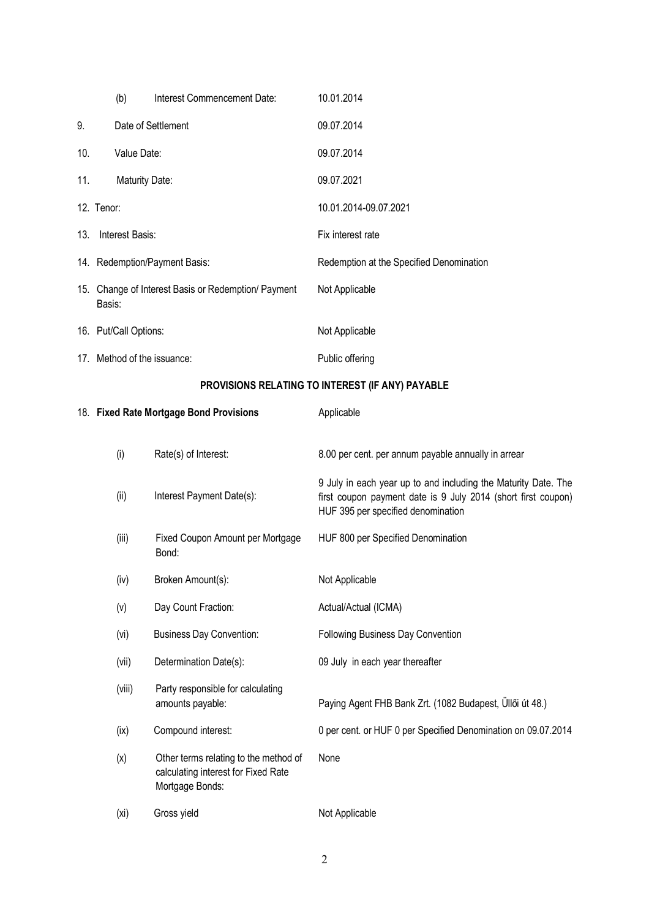| | | |
|---|---|---|
| | (b) Interest Commencement Date: | 10.01.2014 |
| 9. | Date of Settlement | 09.07.2014 |
| 10. | Value Date: | 09.07.2014 |
| 11. | Maturity Date: | 09.07.2021 |
| 12. | Tenor: | 10.01.2014-09.07.2021 |
| 13. | Interest Basis: | Fix interest rate |
| 14. | Redemption/Payment Basis: | Redemption at the Specified Denomination |
| 15. | Change of Interest Basis or Redemption/ Payment Basis: | Not Applicable |
| 16. | Put/Call Options: | Not Applicable |
| 17. | Method of the issuance: | Public offering |

## PROVISIONS RELATING TO INTEREST (IF ANY) PAYABLE

| | | |
|---|---|---|
| 18. | **Fixed Rate Mortgage Bond Provisions** | Applicable |
| (i) | Rate(s) of Interest: | 8.00 per cent. per annum payable annually in arrear |
| (ii) | Interest Payment Date(s): | 9 July in each year up to and including the Maturity Date. The first coupon payment date is 9 July 2014 (short first coupon) HUF 395 per specified denomination |
| (iii) | Fixed Coupon Amount per Mortgage Bond: | HUF 800 per Specified Denomination |
| (iv) | Broken Amount(s): | Not Applicable |
| (v) | Day Count Fraction: | Actual/Actual (ICMA) |
| (vi) | Business Day Convention: | Following Business Day Convention |
| (vii) | Determination Date(s): | 09 July in each year thereafter |
| (viii) | Party responsible for calculating amounts payable: | Paying Agent FHB Bank Zrt. (1082 Budapest, Üllői út 48.) |
| (ix) | Compound interest: | 0 per cent. or HUF 0 per Specified Denomination on 09.07.2014 |
| (x) | Other terms relating to the method of calculating interest for Fixed Rate Mortgage Bonds: | None |
| (xi) | Gross yield | Not Applicable |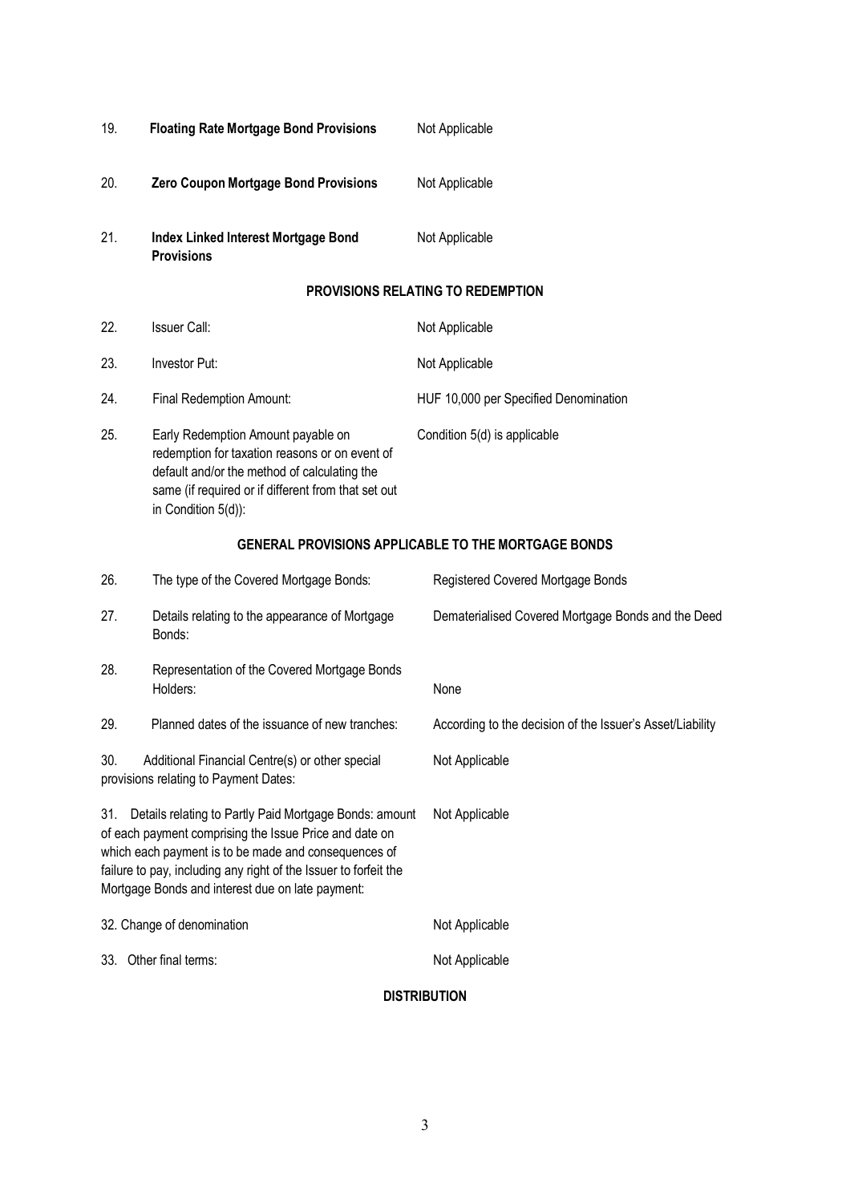| | | |
|---|---|---|
| 19. | **Floating Rate Mortgage Bond Provisions** | Not Applicable |
| 20. | **Zero Coupon Mortgage Bond Provisions** | Not Applicable |
| 21. | **Index Linked Interest Mortgage Bond Provisions** | Not Applicable |

**PROVISIONS RELATING TO REDEMPTION**

| | | |
|---|---|---|
| 22. | Issuer Call: | Not Applicable |
| 23. | Investor Put: | Not Applicable |
| 24. | Final Redemption Amount: | HUF 10,000 per Specified Denomination |
| 25. | Early Redemption Amount payable on redemption for taxation reasons or on event of default and/or the method of calculating the same (if required or if different from that set out in Condition 5(d)): | Condition 5(d) is applicable |

**GENERAL PROVISIONS APPLICABLE TO THE MORTGAGE BONDS**

| | | |
|---|---|---|
| 26. | The type of the Covered Mortgage Bonds: | Registered Covered Mortgage Bonds |
| 27. | Details relating to the appearance of Mortgage Bonds: | Dematerialised Covered Mortgage Bonds and the Deed |
| 28. | Representation of the Covered Mortgage Bonds Holders: | None |
| 29. | Planned dates of the issuance of new tranches: | According to the decision of the Issuer's Asset/Liability |
| 30. | Additional Financial Centre(s) or other special provisions relating to Payment Dates: | Not Applicable |
| 31. | Details relating to Partly Paid Mortgage Bonds: amount of each payment comprising the Issue Price and date on which each payment is to be made and consequences of failure to pay, including any right of the Issuer to forfeit the Mortgage Bonds and interest due on late payment: | Not Applicable |
| 32. | Change of denomination | Not Applicable |
| 33. | Other final terms: | Not Applicable |

**DISTRIBUTION**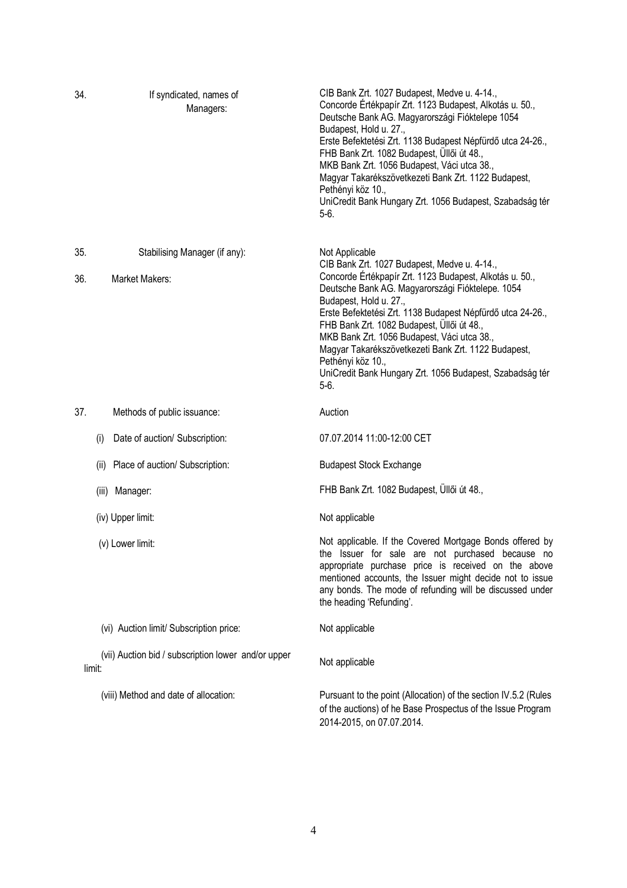| | | |
|---|---|---|
| 34. | If syndicated, names of Managers: | CIB Bank Zrt. 1027 Budapest, Medve u. 4-14., Concorde Értékpapír Zrt. 1123 Budapest, Alkotás u. 50., Deutsche Bank AG. Magyarországi Fióktelepe 1054 Budapest, Hold u. 27., Erste Befektetési Zrt. 1138 Budapest Népfürdő utca 24-26., FHB Bank Zrt. 1082 Budapest, Üllői út 48., MKB Bank Zrt. 1056 Budapest, Váci utca 38., Magyar Takarékszövetkezeti Bank Zrt. 1122 Budapest, Pethényi köz 10., UniCredit Bank Hungary Zrt. 1056 Budapest, Szabadság tér 5-6. |
| 35. | Stabilising Manager (if any): | Not Applicable |
| 36. | Market Makers: | CIB Bank Zrt. 1027 Budapest, Medve u. 4-14., Concorde Értékpapír Zrt. 1123 Budapest, Alkotás u. 50., Deutsche Bank AG. Magyarországi Fióktelepe. 1054 Budapest, Hold u. 27., Erste Befektetési Zrt. 1138 Budapest Népfürdő utca 24-26., FHB Bank Zrt. 1082 Budapest, Üllői út 48., MKB Bank Zrt. 1056 Budapest, Váci utca 38., Magyar Takarékszövetkezeti Bank Zrt. 1122 Budapest, Pethényi köz 10., UniCredit Bank Hungary Zrt. 1056 Budapest, Szabadság tér 5-6. |
| 37. | Methods of public issuance: | Auction |
| | (i) Date of auction/ Subscription: | 07.07.2014 11:00-12:00 CET |
| | (ii) Place of auction/ Subscription: | Budapest Stock Exchange |
| | (iii) Manager: | FHB Bank Zrt. 1082 Budapest, Üllői út 48., |
| | (iv) Upper limit: | Not applicable |
| | (v) Lower limit: | Not applicable. If the Covered Mortgage Bonds offered by the Issuer for sale are not purchased because no appropriate purchase price is received on the above mentioned accounts, the Issuer might decide not to issue any bonds. The mode of refunding will be discussed under the heading 'Refunding'. |
| | (vi) Auction limit/ Subscription price: | Not applicable |
| | (vii) Auction bid / subscription lower and/or upper limit: | Not applicable |
| | (viii) Method and date of allocation: | Pursuant to the point (Allocation) of the section IV.5.2 (Rules of the auctions) of he Base Prospectus of the Issue Program 2014-2015, on 07.07.2014. |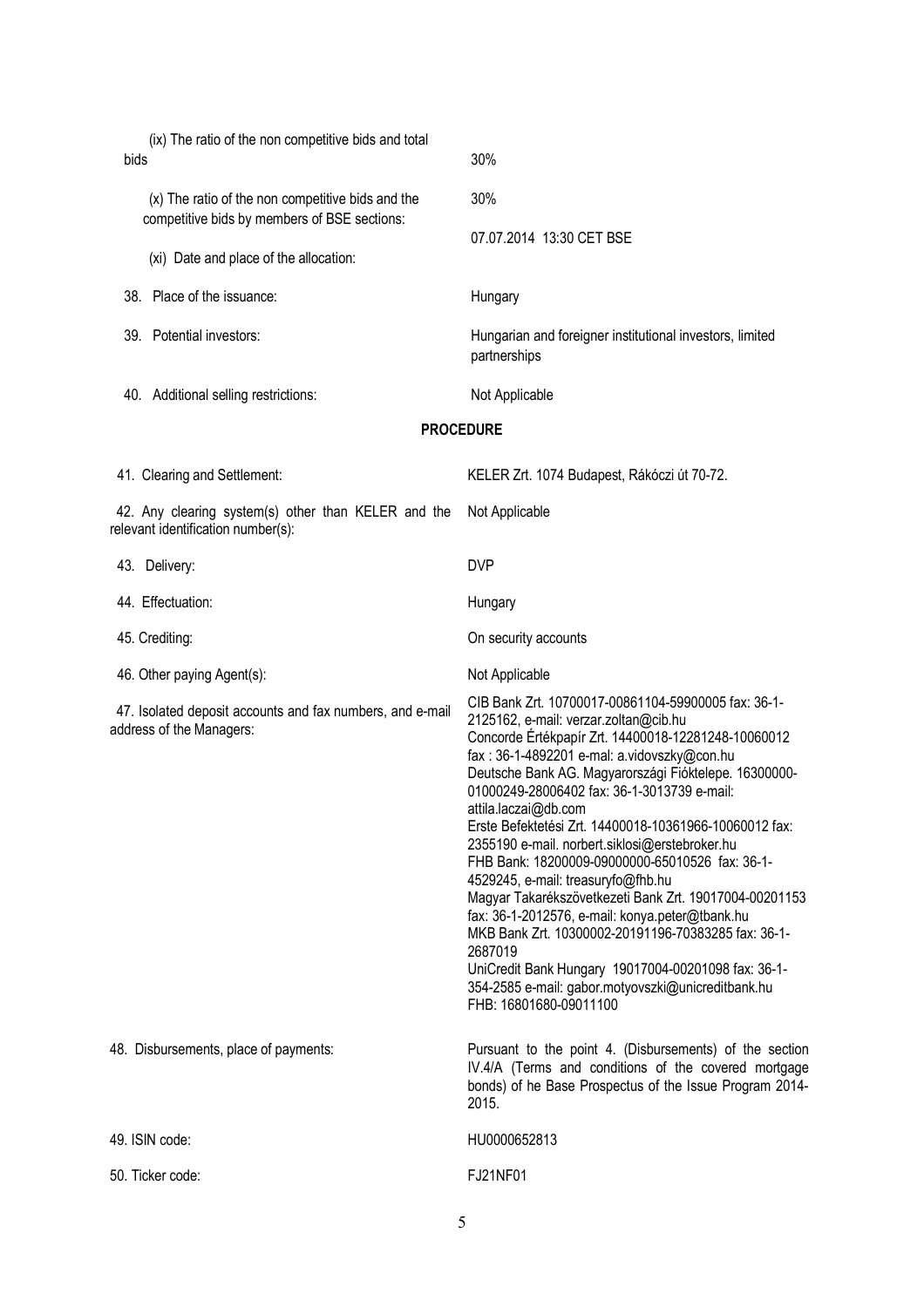| | |
|---|---|
| (ix) The ratio of the non competitive bids and total bids | 30% |
| (x) The ratio of the non competitive bids and the competitive bids by members of BSE sections: | 30% |
| (xi) Date and place of the allocation: | 07.07.2014 13:30 CET BSE |
| 38. Place of the issuance: | Hungary |
| 39. Potential investors: | Hungarian and foreigner institutional investors, limited partnerships |
| 40. Additional selling restrictions: | Not Applicable |

## PROCEDURE

| | |
|---|---|
| 41. Clearing and Settlement: | KELER Zrt. 1074 Budapest, Rákóczi út 70-72. |
| 42. Any clearing system(s) other than KELER and the relevant identification number(s): | Not Applicable |
| 43. Delivery: | DVP |
| 44. Effectuation: | Hungary |
| 45. Crediting: | On security accounts |
| 46. Other paying Agent(s): | Not Applicable |
| 47. Isolated deposit accounts and fax numbers, and e-mail address of the Managers: | CIB Bank Zrt. 10700017-00861104-59900005 fax: 36-1-2125162, e-mail: verzar.zoltan@cib.hu<br>Concorde Értékpapír Zrt. 14400018-12281248-10060012 fax : 36-1-4892201 e-mal: a.vidovszky@con.hu<br>Deutsche Bank AG. Magyarországi Fióktelepe. 16300000-01000249-28006402 fax: 36-1-3013739 e-mail: attila.laczai@db.com<br>Erste Befektetési Zrt. 14400018-10361966-10060012 fax: 2355190 e-mail. norbert.siklosi@erstebroker.hu<br>FHB Bank: 18200009-09000000-65010526 fax: 36-1-4529245, e-mail: treasuryfo@fhb.hu<br>Magyar Takarékszövetkezeti Bank Zrt. 19017004-00201153 fax: 36-1-2012576, e-mail: konya.peter@tbank.hu<br>MKB Bank Zrt. 10300002-20191196-70383285 fax: 36-1-2687019<br>UniCredit Bank Hungary 19017004-00201098 fax: 36-1-354-2585 e-mail: gabor.motyovszki@unicreditbank.hu<br>FHB: 16801680-09011100 |
| 48. Disbursements, place of payments: | Pursuant to the point 4. (Disbursements) of the section IV.4/A (Terms and conditions of the covered mortgage bonds) of he Base Prospectus of the Issue Program 2014-2015. |
| 49. ISIN code: | HU0000652813 |
| 50. Ticker code: | FJ21NF01 |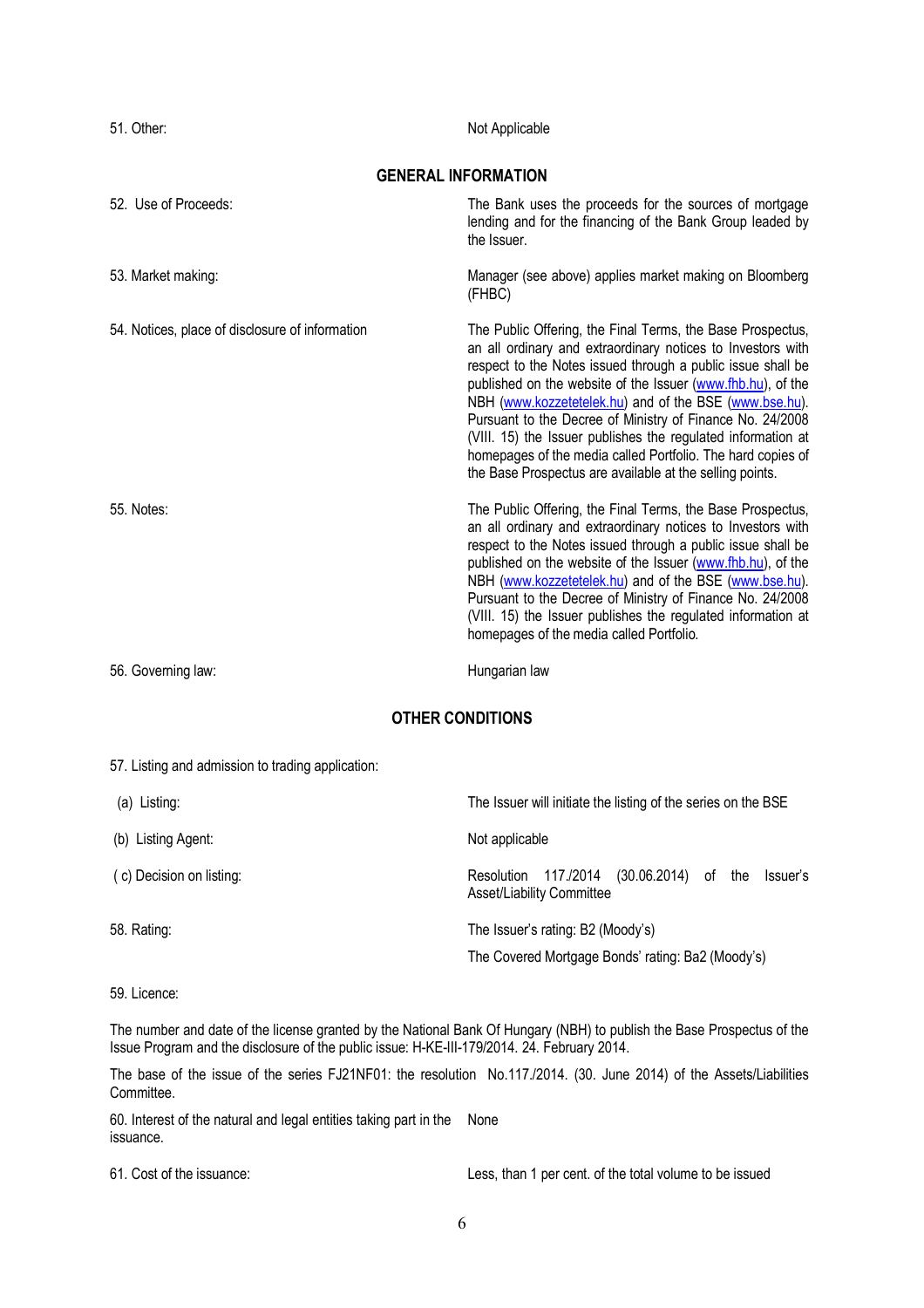| | |
|---|---|
| 51. Other: | Not Applicable |

## GENERAL INFORMATION

| | |
|---|---|
| 52. Use of Proceeds: | The Bank uses the proceeds for the sources of mortgage lending and for the financing of the Bank Group leaded by the Issuer. |
| 53. Market making: | Manager (see above) applies market making on Bloomberg (FHBC) |
| 54. Notices, place of disclosure of information | The Public Offering, the Final Terms, the Base Prospectus, an all ordinary and extraordinary notices to Investors with respect to the Notes issued through a public issue shall be published on the website of the Issuer (www.fhb.hu), of the NBH (www.kozzetetelek.hu) and of the BSE (www.bse.hu). Pursuant to the Decree of Ministry of Finance No. 24/2008 (VIII. 15) the Issuer publishes the regulated information at homepages of the media called Portfolio. The hard copies of the Base Prospectus are available at the selling points. |
| 55. Notes: | The Public Offering, the Final Terms, the Base Prospectus, an all ordinary and extraordinary notices to Investors with respect to the Notes issued through a public issue shall be published on the website of the Issuer (www.fhb.hu), of the NBH (www.kozzetetelek.hu) and of the BSE (www.bse.hu). Pursuant to the Decree of Ministry of Finance No. 24/2008 (VIII. 15) the Issuer publishes the regulated information at homepages of the media called Portfolio. |
| 56. Governing law: | Hungarian law |

## OTHER CONDITIONS

57. Listing and admission to trading application:

| | |
|---|---|
| (a) Listing: | The Issuer will initiate the listing of the series on the BSE |
| (b) Listing Agent: | Not applicable |
| ( c) Decision on listing: | Resolution 117./2014 (30.06.2014) of the Issuer's Asset/Liability Committee |
| 58. Rating: | The Issuer's rating: B2 (Moody's)<br>The Covered Mortgage Bonds' rating: Ba2 (Moody's) |

59. Licence:

The number and date of the license granted by the National Bank Of Hungary (NBH) to publish the Base Prospectus of the Issue Program and the disclosure of the public issue: H-KE-III-179/2014. 24. February 2014.

The base of the issue of the series FJ21NF01: the resolution No.117./2014. (30. June 2014) of the Assets/Liabilities Committee.

| | |
|---|---|
| 60. Interest of the natural and legal entities taking part in the issuance. | None |
| 61. Cost of the issuance: | Less, than 1 per cent. of the total volume to be issued |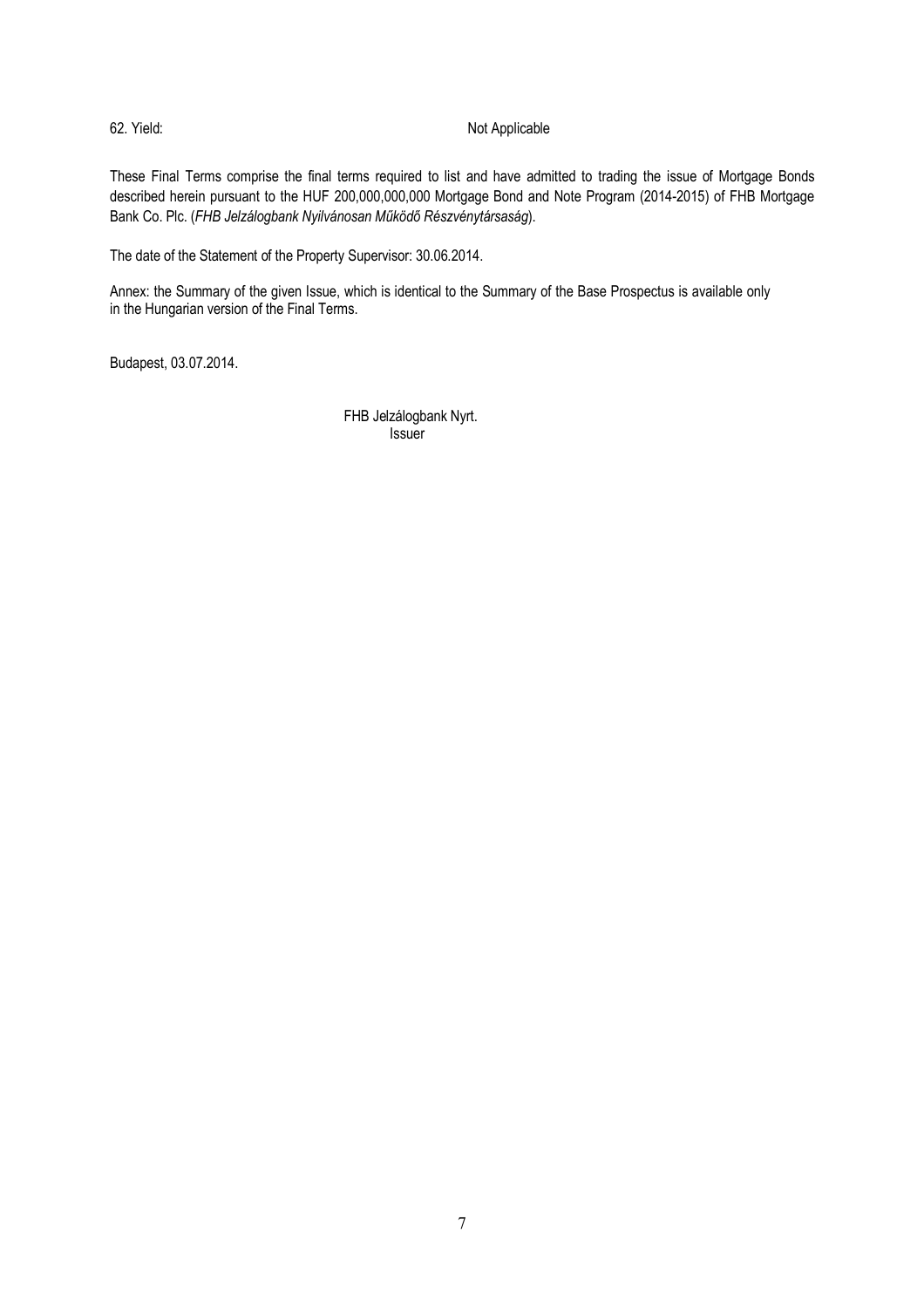62. Yield: Not Applicable

These Final Terms comprise the final terms required to list and have admitted to trading the issue of Mortgage Bonds described herein pursuant to the HUF 200,000,000,000 Mortgage Bond and Note Program (2014-2015) of FHB Mortgage Bank Co. Plc. (*FHB Jelzálogbank Nyilvánosan Működő Részvénytársaság*).

The date of the Statement of the Property Supervisor: 30.06.2014.

Annex: the Summary of the given Issue, which is identical to the Summary of the Base Prospectus is available only in the Hungarian version of the Final Terms.

Budapest, 03.07.2014.

FHB Jelzálogbank Nyrt.
Issuer